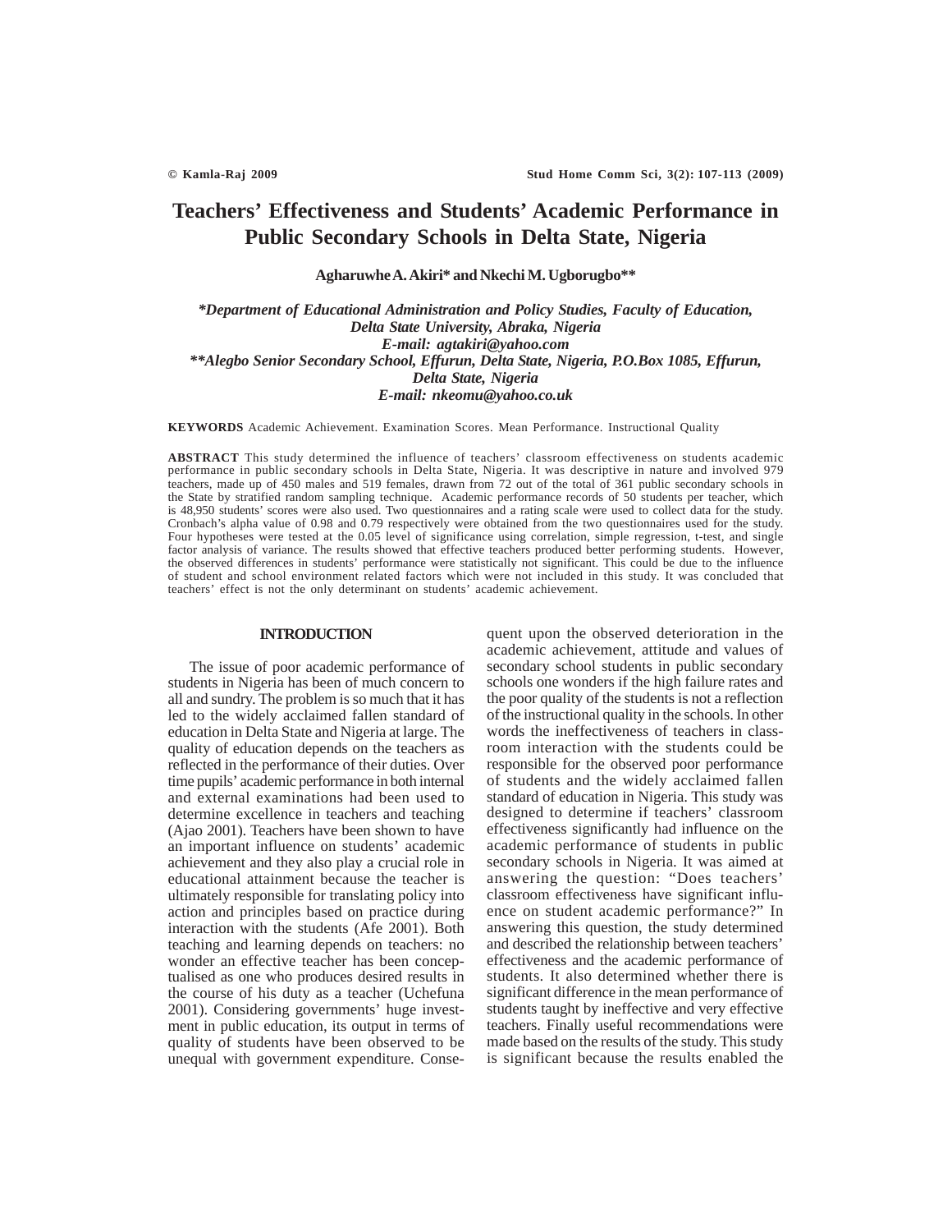# Teachers' Effectiveness and Students' Academic Performance in Public Secondary Schools in Delta State, Nigeria

**Agharuwhe A. Akiri\* and Nkechi M. Ugborugbo\*\***

*\*Department of Educational Administration and Policy Studies, Faculty of Education, Delta State University, Abraka, Nigeria*
*E-mail: agtakiri@yahoo.com*
*\*\*Alegbo Senior Secondary School, Effurun, Delta State, Nigeria, P.O.Box 1085, Effurun, Delta State, Nigeria*
*E-mail: nkeomu@yahoo.co.uk*

**KEYWORDS** Academic Achievement. Examination Scores. Mean Performance. Instructional Quality

**ABSTRACT** This study determined the influence of teachers' classroom effectiveness on students academic performance in public secondary schools in Delta State, Nigeria. It was descriptive in nature and involved 979 teachers, made up of 450 males and 519 females, drawn from 72 out of the total of 361 public secondary schools in the State by stratified random sampling technique. Academic performance records of 50 students per teacher, which is 48,950 students' scores were also used. Two questionnaires and a rating scale were used to collect data for the study. Cronbach's alpha value of 0.98 and 0.79 respectively were obtained from the two questionnaires used for the study. Four hypotheses were tested at the 0.05 level of significance using correlation, simple regression, t-test, and single factor analysis of variance. The results showed that effective teachers produced better performing students. However, the observed differences in students' performance were statistically not significant. This could be due to the influence of student and school environment related factors which were not included in this study. It was concluded that teachers' effect is not the only determinant on students' academic achievement.

## INTRODUCTION

The issue of poor academic performance of students in Nigeria has been of much concern to all and sundry. The problem is so much that it has led to the widely acclaimed fallen standard of education in Delta State and Nigeria at large. The quality of education depends on the teachers as reflected in the performance of their duties. Over time pupils' academic performance in both internal and external examinations had been used to determine excellence in teachers and teaching (Ajao 2001). Teachers have been shown to have an important influence on students' academic achievement and they also play a crucial role in educational attainment because the teacher is ultimately responsible for translating policy into action and principles based on practice during interaction with the students (Afe 2001). Both teaching and learning depends on teachers: no wonder an effective teacher has been conceptualised as one who produces desired results in the course of his duty as a teacher (Uchefuna 2001). Considering governments' huge investment in public education, its output in terms of quality of students have been observed to be unequal with government expenditure. Consequent upon the observed deterioration in the academic achievement, attitude and values of secondary school students in public secondary schools one wonders if the high failure rates and the poor quality of the students is not a reflection of the instructional quality in the schools. In other words the ineffectiveness of teachers in classroom interaction with the students could be responsible for the observed poor performance of students and the widely acclaimed fallen standard of education in Nigeria. This study was designed to determine if teachers' classroom effectiveness significantly had influence on the academic performance of students in public secondary schools in Nigeria. It was aimed at answering the question: "Does teachers' classroom effectiveness have significant influence on student academic performance?" In answering this question, the study determined and described the relationship between teachers' effectiveness and the academic performance of students. It also determined whether there is significant difference in the mean performance of students taught by ineffective and very effective teachers. Finally useful recommendations were made based on the results of the study. This study is significant because the results enabled the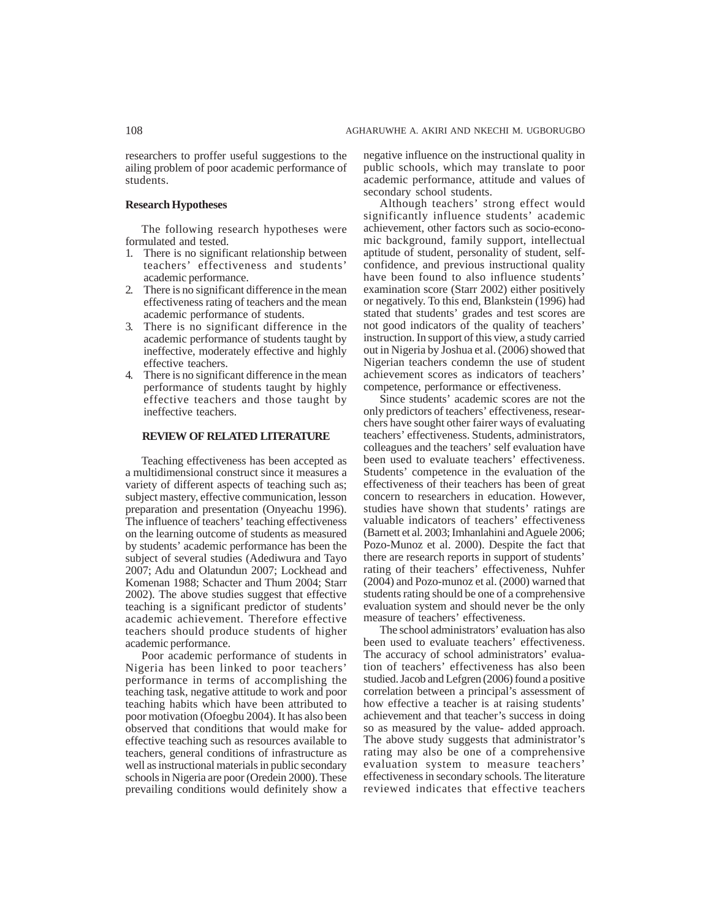researchers to proffer useful suggestions to the ailing problem of poor academic performance of students.

**Research Hypotheses**

The following research hypotheses were formulated and tested.

1. There is no significant relationship between teachers' effectiveness and students' academic performance.
2. There is no significant difference in the mean effectiveness rating of teachers and the mean academic performance of students.
3. There is no significant difference in the academic performance of students taught by ineffective, moderately effective and highly effective teachers.
4. There is no significant difference in the mean performance of students taught by highly effective teachers and those taught by ineffective teachers.

## REVIEW OF RELATED LITERATURE

Teaching effectiveness has been accepted as a multidimensional construct since it measures a variety of different aspects of teaching such as; subject mastery, effective communication, lesson preparation and presentation (Onyeachu 1996). The influence of teachers' teaching effectiveness on the learning outcome of students as measured by students' academic performance has been the subject of several studies (Adediwura and Tayo 2007; Adu and Olatundun 2007; Lockhead and Komenan 1988; Schacter and Thum 2004; Starr 2002). The above studies suggest that effective teaching is a significant predictor of students' academic achievement. Therefore effective teachers should produce students of higher academic performance.

Poor academic performance of students in Nigeria has been linked to poor teachers' performance in terms of accomplishing the teaching task, negative attitude to work and poor teaching habits which have been attributed to poor motivation (Ofoegbu 2004). It has also been observed that conditions that would make for effective teaching such as resources available to teachers, general conditions of infrastructure as well as instructional materials in public secondary schools in Nigeria are poor (Oredein 2000). These prevailing conditions would definitely show a negative influence on the instructional quality in public schools, which may translate to poor academic performance, attitude and values of secondary school students.

Although teachers' strong effect would significantly influence students' academic achievement, other factors such as socio-economic background, family support, intellectual aptitude of student, personality of student, self-confidence, and previous instructional quality have been found to also influence students' examination score (Starr 2002) either positively or negatively. To this end, Blankstein (1996) had stated that students' grades and test scores are not good indicators of the quality of teachers' instruction. In support of this view, a study carried out in Nigeria by Joshua et al. (2006) showed that Nigerian teachers condemn the use of student achievement scores as indicators of teachers' competence, performance or effectiveness.

Since students' academic scores are not the only predictors of teachers' effectiveness, researchers have sought other fairer ways of evaluating teachers' effectiveness. Students, administrators, colleagues and the teachers' self evaluation have been used to evaluate teachers' effectiveness. Students' competence in the evaluation of the effectiveness of their teachers has been of great concern to researchers in education. However, studies have shown that students' ratings are valuable indicators of teachers' effectiveness (Barnett et al. 2003; Imhanlahini and Aguele 2006; Pozo-Munoz et al. 2000). Despite the fact that there are research reports in support of students' rating of their teachers' effectiveness, Nuhfer (2004) and Pozo-munoz et al. (2000) warned that students rating should be one of a comprehensive evaluation system and should never be the only measure of teachers' effectiveness.

The school administrators' evaluation has also been used to evaluate teachers' effectiveness. The accuracy of school administrators' evaluation of teachers' effectiveness has also been studied. Jacob and Lefgren (2006) found a positive correlation between a principal's assessment of how effective a teacher is at raising students' achievement and that teacher's success in doing so as measured by the value- added approach. The above study suggests that administrator's rating may also be one of a comprehensive evaluation system to measure teachers' effectiveness in secondary schools. The literature reviewed indicates that effective teachers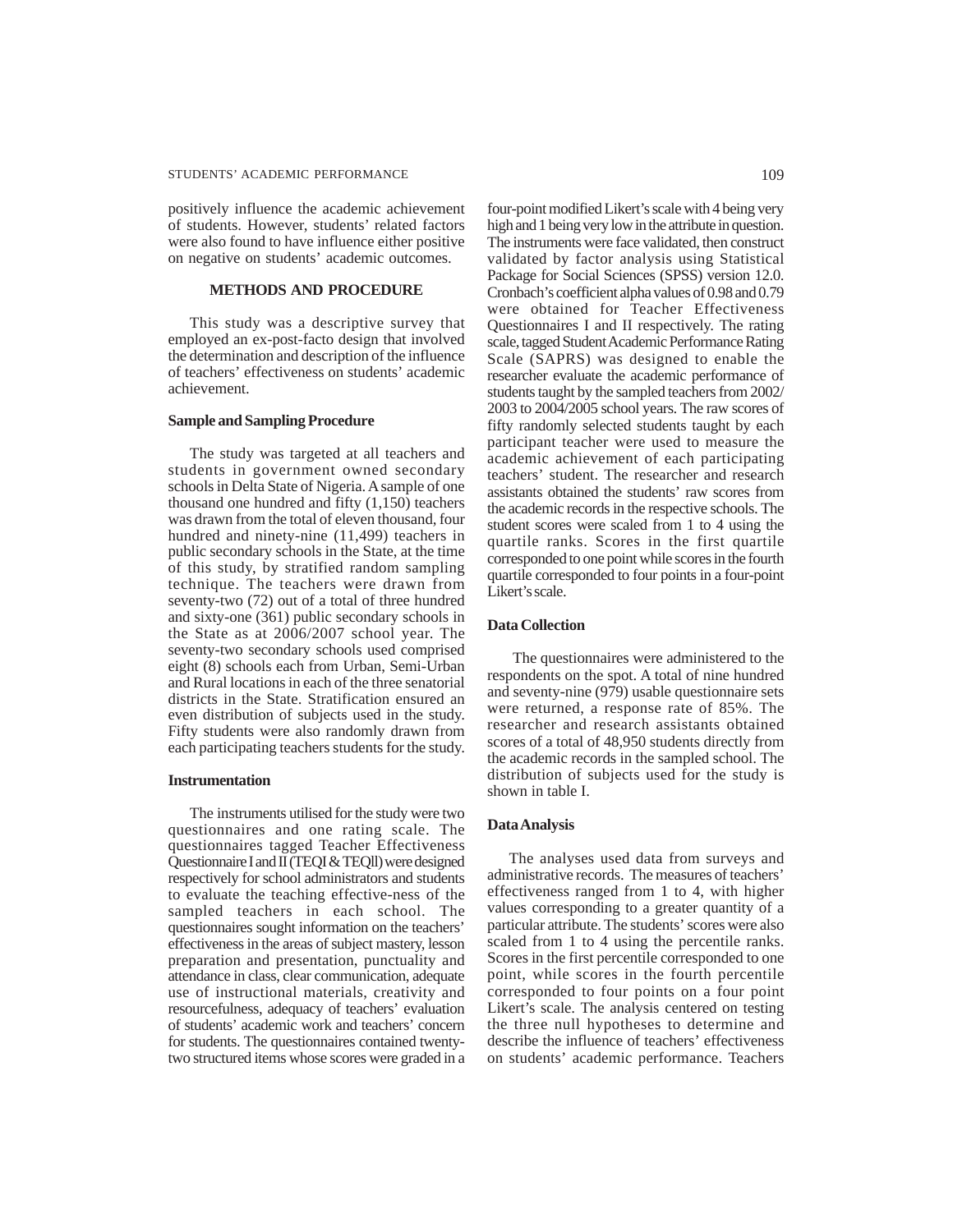positively influence the academic achievement of students. However, students' related factors were also found to have influence either positive on negative on students' academic outcomes.

## METHODS AND PROCEDURE

This study was a descriptive survey that employed an ex-post-facto design that involved the determination and description of the influence of teachers' effectiveness on students' academic achievement.

### Sample and Sampling Procedure

The study was targeted at all teachers and students in government owned secondary schools in Delta State of Nigeria. A sample of one thousand one hundred and fifty (1,150) teachers was drawn from the total of eleven thousand, four hundred and ninety-nine (11,499) teachers in public secondary schools in the State, at the time of this study, by stratified random sampling technique. The teachers were drawn from seventy-two (72) out of a total of three hundred and sixty-one (361) public secondary schools in the State as at 2006/2007 school year. The seventy-two secondary schools used comprised eight (8) schools each from Urban, Semi-Urban and Rural locations in each of the three senatorial districts in the State. Stratification ensured an even distribution of subjects used in the study. Fifty students were also randomly drawn from each participating teachers students for the study.

### Instrumentation

The instruments utilised for the study were two questionnaires and one rating scale. The questionnaires tagged Teacher Effectiveness Questionnaire I and II (TEQI & TEQll) were designed respectively for school administrators and students to evaluate the teaching effective-ness of the sampled teachers in each school. The questionnaires sought information on the teachers' effectiveness in the areas of subject mastery, lesson preparation and presentation, punctuality and attendance in class, clear communication, adequate use of instructional materials, creativity and resourcefulness, adequacy of teachers' evaluation of students' academic work and teachers' concern for students. The questionnaires contained twenty-two structured items whose scores were graded in a four-point modified Likert's scale with 4 being very high and 1 being very low in the attribute in question. The instruments were face validated, then construct validated by factor analysis using Statistical Package for Social Sciences (SPSS) version 12.0. Cronbach's coefficient alpha values of 0.98 and 0.79 were obtained for Teacher Effectiveness Questionnaires I and II respectively. The rating scale, tagged Student Academic Performance Rating Scale (SAPRS) was designed to enable the researcher evaluate the academic performance of students taught by the sampled teachers from 2002/2003 to 2004/2005 school years. The raw scores of fifty randomly selected students taught by each participant teacher were used to measure the academic achievement of each participating teachers' student. The researcher and research assistants obtained the students' raw scores from the academic records in the respective schools. The student scores were scaled from 1 to 4 using the quartile ranks. Scores in the first quartile corresponded to one point while scores in the fourth quartile corresponded to four points in a four-point Likert's scale.

### Data Collection

The questionnaires were administered to the respondents on the spot. A total of nine hundred and seventy-nine (979) usable questionnaire sets were returned, a response rate of 85%. The researcher and research assistants obtained scores of a total of 48,950 students directly from the academic records in the sampled school. The distribution of subjects used for the study is shown in table I.

### Data Analysis

The analyses used data from surveys and administrative records. The measures of teachers' effectiveness ranged from 1 to 4, with higher values corresponding to a greater quantity of a particular attribute. The students' scores were also scaled from 1 to 4 using the percentile ranks. Scores in the first percentile corresponded to one point, while scores in the fourth percentile corresponded to four points on a four point Likert's scale. The analysis centered on testing the three null hypotheses to determine and describe the influence of teachers' effectiveness on students' academic performance. Teachers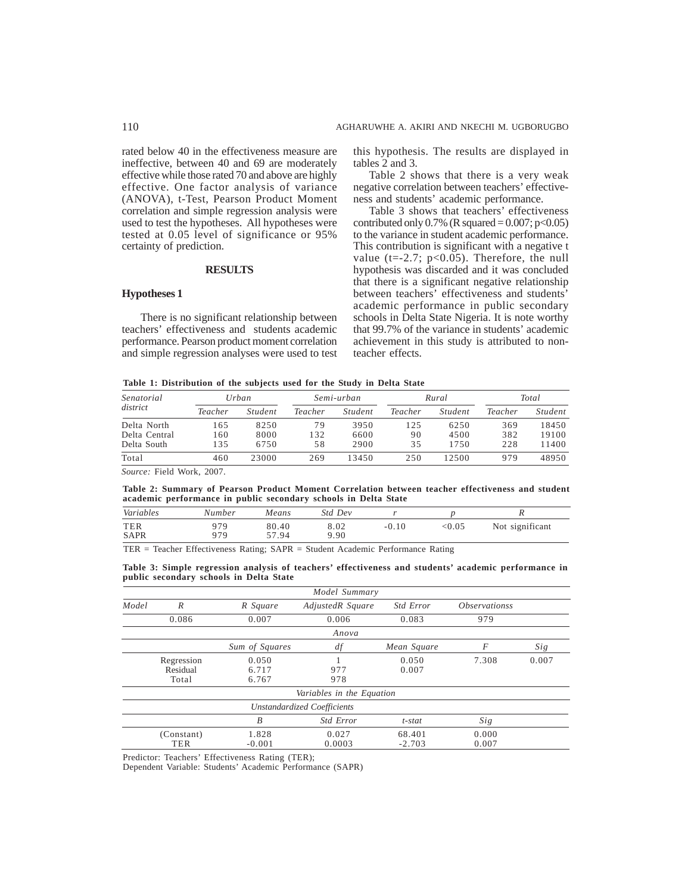rated below 40 in the effectiveness measure are ineffective, between 40 and 69 are moderately effective while those rated 70 and above are highly effective. One factor analysis of variance (ANOVA), t-Test, Pearson Product Moment correlation and simple regression analysis were used to test the hypotheses. All hypotheses were tested at 0.05 level of significance or 95% certainty of prediction.

## RESULTS

### Hypotheses 1

There is no significant relationship between teachers' effectiveness and students academic performance. Pearson product moment correlation and simple regression analyses were used to test this hypothesis. The results are displayed in tables 2 and 3.

Table 2 shows that there is a very weak negative correlation between teachers' effectiveness and students' academic performance.

Table 3 shows that teachers' effectiveness contributed only 0.7% (R squared = 0.007; $p<0.05$) to the variance in student academic performance. This contribution is significant with a negative t value ($t=-2.7$; $p<0.05$). Therefore, the null hypothesis was discarded and it was concluded that there is a significant negative relationship between teachers' effectiveness and students' academic performance in public secondary schools in Delta State Nigeria. It is note worthy that 99.7% of the variance in students' academic achievement in this study is attributed to non-teacher effects.

**Table 1: Distribution of the subjects used for the Study in Delta State**

| *Senatorial district* | *Urban* | | *Semi-urban* | | *Rural* | | *Total* | |
|---|---|---|---|---|---|---|---|---|
| | *Teacher* | *Student* | *Teacher* | *Student* | *Teacher* | *Student* | *Teacher* | *Student* |
| Delta North | 165 | 8250 | 79 | 3950 | 125 | 6250 | 369 | 18450 |
| Delta Central | 160 | 8000 | 132 | 6600 | 90 | 4500 | 382 | 19100 |
| Delta South | 135 | 6750 | 58 | 2900 | 35 | 1750 | 228 | 11400 |
| Total | 460 | 23000 | 269 | 13450 | 250 | 12500 | 979 | 48950 |

*Source:* Field Work, 2007.

**Table 2: Summary of Pearson Product Moment Correlation between teacher effectiveness and student academic performance in public secondary schools in Delta State**

| *Variables* | *Number* | *Means* | *Std Dev* | *r* | *p* | *R* |
|---|---|---|---|---|---|---|
| TER | 979 | 80.40 | 8.02 | -0.10 | <0.05 | Not significant |
| SAPR | 979 | 57.94 | 9.90 | | | |

TER = Teacher Effectiveness Rating; SAPR = Student Academic Performance Rating

**Table 3: Simple regression analysis of teachers' effectiveness and students' academic performance in public secondary schools in Delta State**

| | | | *Model Summary* | | | |
|---|---|---|---|---|---|---|
| *Model* | *R* | *R Square* | *AdjustedR Square* | *Std Error* | *Observationss* | |
| | 0.086 | 0.007 | 0.006 | 0.083 | 979 | |
| | | | *Anova* | | | |
| | | *Sum of Squares* | *df* | *Mean Square* | *F* | *Sig* |
| | Regression | 0.050 | 1 | 0.050 | 7.308 | 0.007 |
| | Residual | 6.717 | 977 | 0.007 | | |
| | Total | 6.767 | 978 | | | |
| | | | *Variables in the Equation* | | | |
| | | | *Unstandardized Coefficients* | | | |
| | | *B* | *Std Error* | *t-stat* | *Sig* | |
| | (Constant) | 1.828 | 0.027 | 68.401 | 0.000 | |
| | TER | -0.001 | 0.0003 | -2.703 | 0.007 | |

Predictor: Teachers' Effectiveness Rating (TER);
Dependent Variable: Students' Academic Performance (SAPR)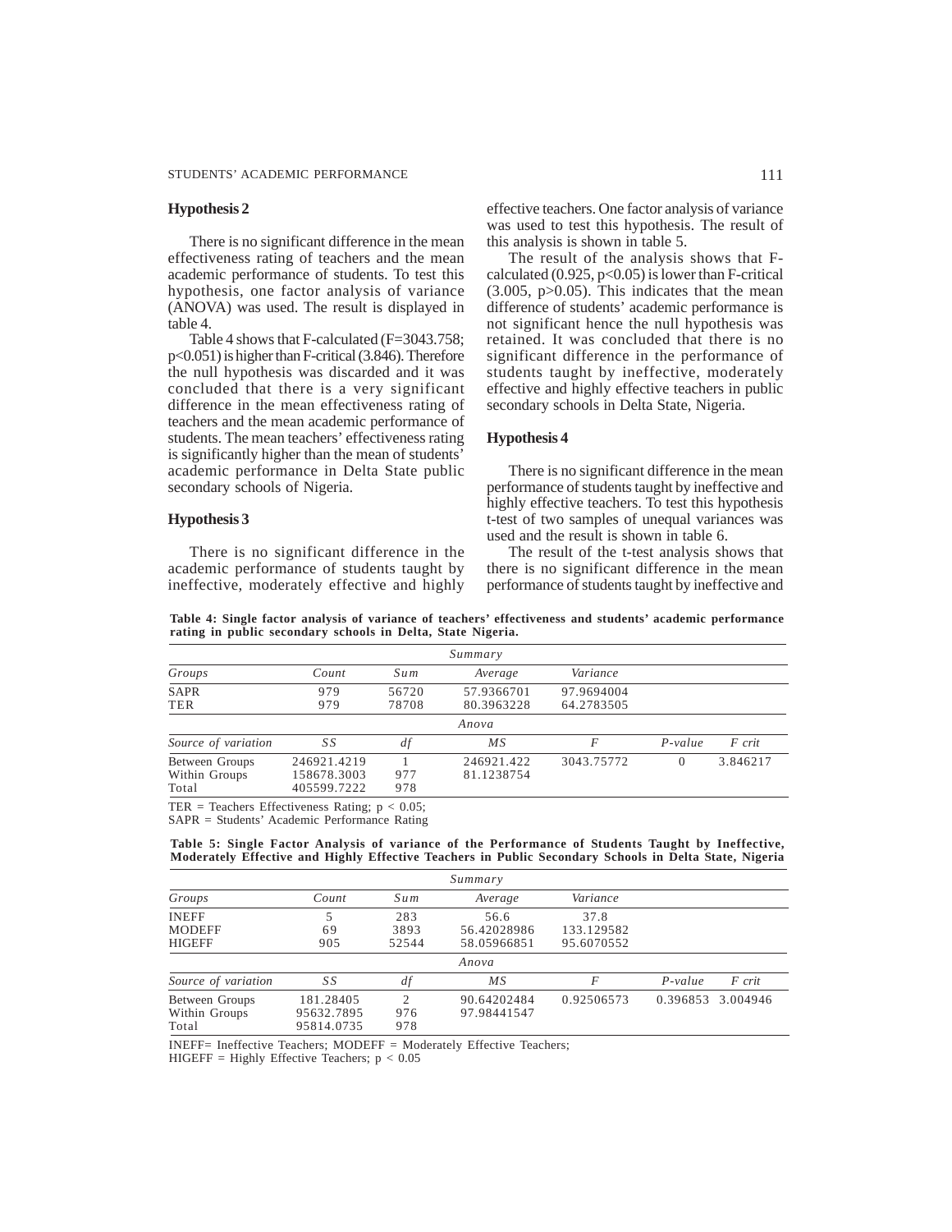### Hypothesis 2

There is no significant difference in the mean effectiveness rating of teachers and the mean academic performance of students. To test this hypothesis, one factor analysis of variance (ANOVA) was used. The result is displayed in table 4.

Table 4 shows that F-calculated (F=3043.758; p<0.051) is higher than F-critical (3.846). Therefore the null hypothesis was discarded and it was concluded that there is a very significant difference in the mean effectiveness rating of teachers and the mean academic performance of students. The mean teachers' effectiveness rating is significantly higher than the mean of students' academic performance in Delta State public secondary schools of Nigeria.

### Hypothesis 3

There is no significant difference in the academic performance of students taught by ineffective, moderately effective and highly effective teachers. One factor analysis of variance was used to test this hypothesis. The result of this analysis is shown in table 5.

The result of the analysis shows that F-calculated (0.925, p<0.05) is lower than F-critical (3.005, p>0.05). This indicates that the mean difference of students' academic performance is not significant hence the null hypothesis was retained. It was concluded that there is no significant difference in the performance of students taught by ineffective, moderately effective and highly effective teachers in public secondary schools in Delta State, Nigeria.

### Hypothesis 4

There is no significant difference in the mean performance of students taught by ineffective and highly effective teachers. To test this hypothesis t-test of two samples of unequal variances was used and the result is shown in table 6.

The result of the t-test analysis shows that there is no significant difference in the mean performance of students taught by ineffective and

**Table 4: Single factor analysis of variance of teachers' effectiveness and students' academic performance rating in public secondary schools in Delta, State Nigeria.**

| *Summary* | | | | | | |
|---|---|---|---|---|---|---|
| *Groups* | *Count* | *Sum* | *Average* | *Variance* | | |
| SAPR | 979 | 56720 | 57.9366701 | 97.9694004 | | |
| TER | 979 | 78708 | 80.3963228 | 64.2783505 | | |
| *Anova* | | | | | | |
| *Source of variation* | *SS* | *df* | *MS* | *F* | *P-value* | *F crit* |
| Between Groups | 246921.4219 | 1 | 246921.422 | 3043.75772 | 0 | 3.846217 |
| Within Groups | 158678.3003 | 977 | 81.1238754 | | | |
| Total | 405599.7222 | 978 | | | | |

TER = Teachers Effectiveness Rating; $p < 0.05$;
SAPR = Students' Academic Performance Rating

**Table 5: Single Factor Analysis of variance of the Performance of Students Taught by Ineffective, Moderately Effective and Highly Effective Teachers in Public Secondary Schools in Delta State, Nigeria**

| *Summary* | | | | | | |
|---|---|---|---|---|---|---|
| *Groups* | *Count* | *Sum* | *Average* | *Variance* | | |
| INEFF | 5 | 283 | 56.6 | 37.8 | | |
| MODEFF | 69 | 3893 | 56.42028986 | 133.129582 | | |
| HIGEFF | 905 | 52544 | 58.05966851 | 95.6070552 | | |
| *Anova* | | | | | | |
| *Source of variation* | *SS* | *df* | *MS* | *F* | *P-value* | *F crit* |
| Between Groups | 181.28405 | 2 | 90.64202484 | 0.92506573 | 0.396853 | 3.004946 |
| Within Groups | 95632.7895 | 976 | 97.98441547 | | | |
| Total | 95814.0735 | 978 | | | | |

INEFF= Ineffective Teachers; MODEFF = Moderately Effective Teachers;
HIGEFF = Highly Effective Teachers; $p < 0.05$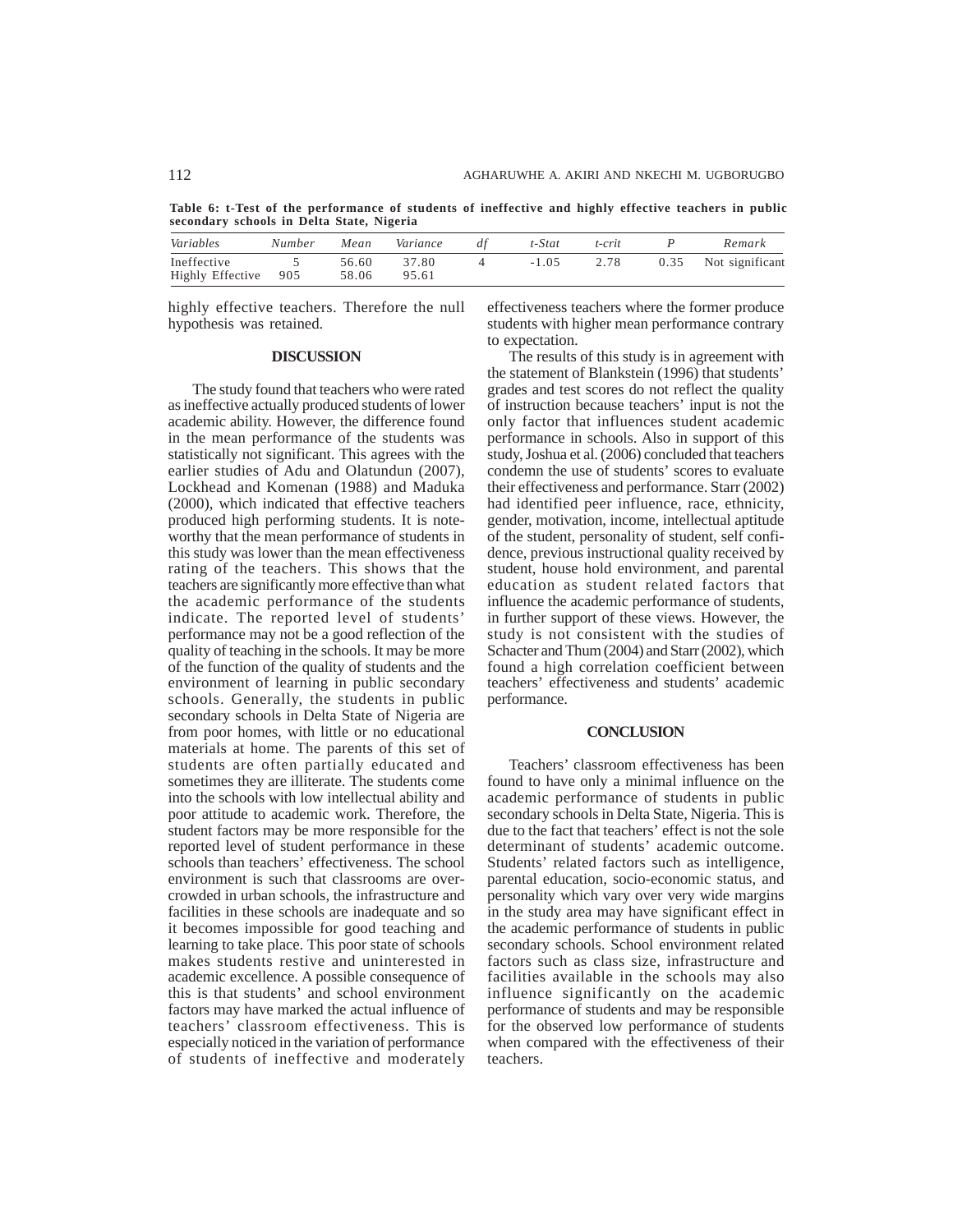**Table 6: t-Test of the performance of students of ineffective and highly effective teachers in public secondary schools in Delta State, Nigeria**

| *Variables* | *Number* | *Mean* | *Variance* | *df* | *t-Stat* | *t-crit* | *P* | *Remark* |
|---|---|---|---|---|---|---|---|---|
| Ineffective | 5 | 56.60 | 37.80 | 4 | -1.05 | 2.78 | 0.35 | Not significant |
| Highly Effective | 905 | 58.06 | 95.61 | | | | | |

highly effective teachers. Therefore the null hypothesis was retained.

## DISCUSSION

The study found that teachers who were rated as ineffective actually produced students of lower academic ability. However, the difference found in the mean performance of the students was statistically not significant. This agrees with the earlier studies of Adu and Olatundun (2007), Lockhead and Komenan (1988) and Maduka (2000), which indicated that effective teachers produced high performing students. It is noteworthy that the mean performance of students in this study was lower than the mean effectiveness rating of the teachers. This shows that the teachers are significantly more effective than what the academic performance of the students indicate. The reported level of students' performance may not be a good reflection of the quality of teaching in the schools. It may be more of the function of the quality of students and the environment of learning in public secondary schools. Generally, the students in public secondary schools in Delta State of Nigeria are from poor homes, with little or no educational materials at home. The parents of this set of students are often partially educated and sometimes they are illiterate. The students come into the schools with low intellectual ability and poor attitude to academic work. Therefore, the student factors may be more responsible for the reported level of student performance in these schools than teachers' effectiveness. The school environment is such that classrooms are overcrowded in urban schools, the infrastructure and facilities in these schools are inadequate and so it becomes impossible for good teaching and learning to take place. This poor state of schools makes students restive and uninterested in academic excellence. A possible consequence of this is that students' and school environment factors may have marked the actual influence of teachers' classroom effectiveness. This is especially noticed in the variation of performance of students of ineffective and moderately effectiveness teachers where the former produce students with higher mean performance contrary to expectation.

The results of this study is in agreement with the statement of Blankstein (1996) that students' grades and test scores do not reflect the quality of instruction because teachers' input is not the only factor that influences student academic performance in schools. Also in support of this study, Joshua et al. (2006) concluded that teachers condemn the use of students' scores to evaluate their effectiveness and performance. Starr (2002) had identified peer influence, race, ethnicity, gender, motivation, income, intellectual aptitude of the student, personality of student, self confidence, previous instructional quality received by student, house hold environment, and parental education as student related factors that influence the academic performance of students, in further support of these views. However, the study is not consistent with the studies of Schacter and Thum (2004) and Starr (2002), which found a high correlation coefficient between teachers' effectiveness and students' academic performance.

## CONCLUSION

Teachers' classroom effectiveness has been found to have only a minimal influence on the academic performance of students in public secondary schools in Delta State, Nigeria. This is due to the fact that teachers' effect is not the sole determinant of students' academic outcome. Students' related factors such as intelligence, parental education, socio-economic status, and personality which vary over very wide margins in the study area may have significant effect in the academic performance of students in public secondary schools. School environment related factors such as class size, infrastructure and facilities available in the schools may also influence significantly on the academic performance of students and may be responsible for the observed low performance of students when compared with the effectiveness of their teachers.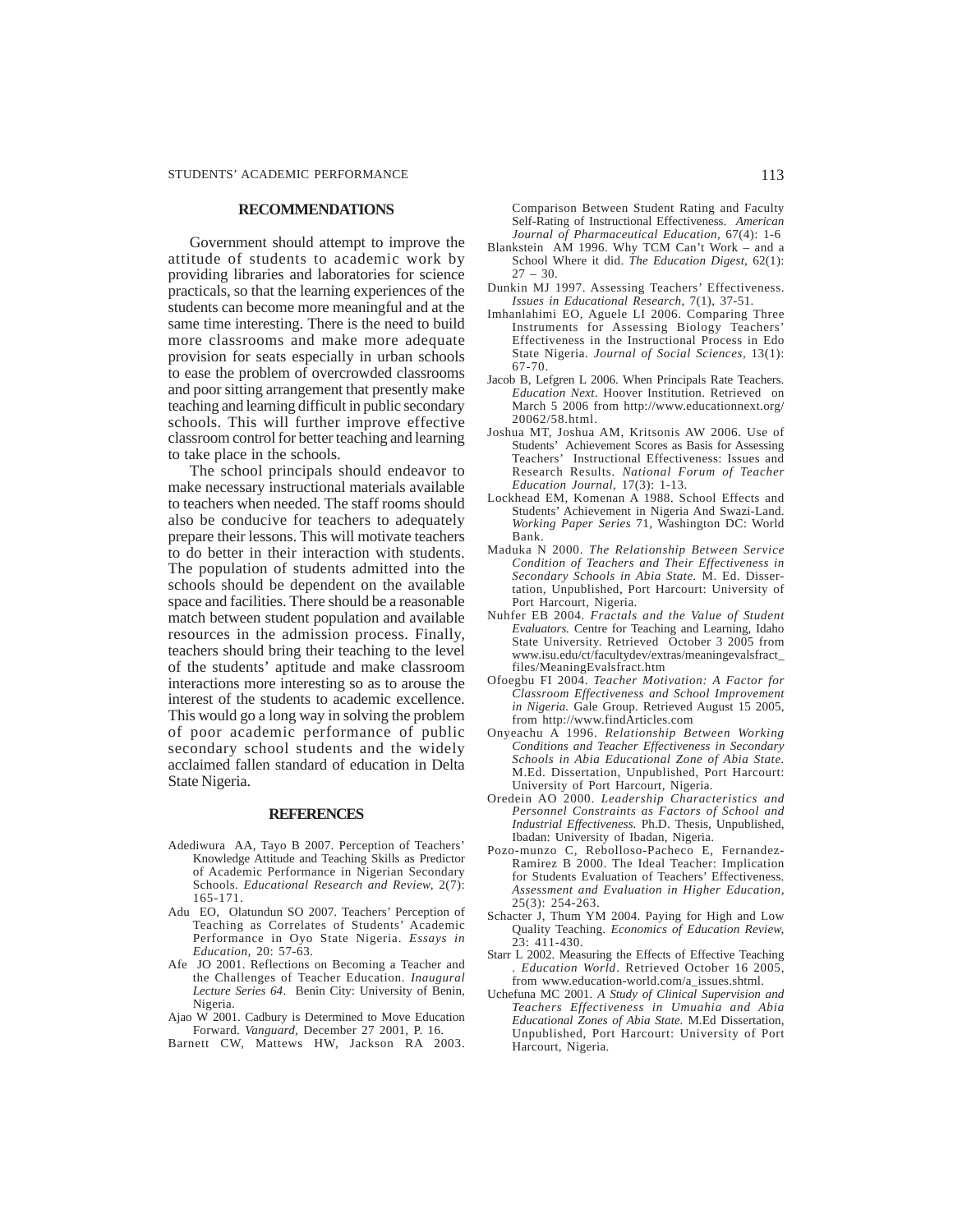## RECOMMENDATIONS

Government should attempt to improve the attitude of students to academic work by providing libraries and laboratories for science practicals, so that the learning experiences of the students can become more meaningful and at the same time interesting. There is the need to build more classrooms and make more adequate provision for seats especially in urban schools to ease the problem of overcrowded classrooms and poor sitting arrangement that presently make teaching and learning difficult in public secondary schools. This will further improve effective classroom control for better teaching and learning to take place in the schools.

The school principals should endeavor to make necessary instructional materials available to teachers when needed. The staff rooms should also be conducive for teachers to adequately prepare their lessons. This will motivate teachers to do better in their interaction with students. The population of students admitted into the schools should be dependent on the available space and facilities. There should be a reasonable match between student population and available resources in the admission process. Finally, teachers should bring their teaching to the level of the students' aptitude and make classroom interactions more interesting so as to arouse the interest of the students to academic excellence. This would go a long way in solving the problem of poor academic performance of public secondary school students and the widely acclaimed fallen standard of education in Delta State Nigeria.

## REFERENCES

Adediwura AA, Tayo B 2007. Perception of Teachers' Knowledge Attitude and Teaching Skills as Predictor of Academic Performance in Nigerian Secondary Schools. *Educational Research and Review,* 2(7): 165-171.

Adu EO, Olatundun SO 2007. Teachers' Perception of Teaching as Correlates of Students' Academic Performance in Oyo State Nigeria. *Essays in Education,* 20: 57-63.

Afe JO 2001. Reflections on Becoming a Teacher and the Challenges of Teacher Education. *Inaugural Lecture Series 64*. Benin City: University of Benin, Nigeria.

Ajao W 2001. Cadbury is Determined to Move Education Forward. *Vanguard*, December 27 2001, P. 16.

Barnett CW, Mattews HW, Jackson RA 2003. Comparison Between Student Rating and Faculty Self-Rating of Instructional Effectiveness. *American Journal of Pharmaceutical Education,* 67(4): 1-6

Blankstein AM 1996. Why TCM Can't Work – and a School Where it did. *The Education Digest*, 62(1): 27 – 30.

Dunkin MJ 1997. Assessing Teachers' Effectiveness. *Issues in Educational Research*, 7(1), 37-51.

Imhanlahimi EO, Aguele LI 2006. Comparing Three Instruments for Assessing Biology Teachers' Effectiveness in the Instructional Process in Edo State Nigeria. *Journal of Social Sciences,* 13(1): 67-70.

Jacob B, Lefgren L 2006. When Principals Rate Teachers. *Education Next*. Hoover Institution. Retrieved on March 5 2006 from http://www.educationnext.org/20062/58.html.

Joshua MT, Joshua AM, Kritsonis AW 2006. Use of Students' Achievement Scores as Basis for Assessing Teachers' Instructional Effectiveness: Issues and Research Results. *National Forum of Teacher Education Journal,* 17(3): 1-13.

Lockhead EM, Komenan A 1988. School Effects and Students' Achievement in Nigeria And Swazi-Land. *Working Paper Series* 71, Washington DC: World Bank.

Maduka N 2000. *The Relationship Between Service Condition of Teachers and Their Effectiveness in Secondary Schools in Abia State.* M. Ed. Dissertation, Unpublished, Port Harcourt: University of Port Harcourt, Nigeria.

Nuhfer EB 2004. *Fractals and the Value of Student Evaluators.* Centre for Teaching and Learning, Idaho State University. Retrieved October 3 2005 from www.isu.edu/ct/facultydev/extras/meaningevalsfract_files/MeaningEvalsfract.htm

Ofoegbu FI 2004. *Teacher Motivation: A Factor for Classroom Effectiveness and School Improvement in Nigeria.* Gale Group. Retrieved August 15 2005, from http://www.findArticles.com

Onyeachu A 1996. *Relationship Between Working Conditions and Teacher Effectiveness in Secondary Schools in Abia Educational Zone of Abia State.* M.Ed. Dissertation, Unpublished, Port Harcourt: University of Port Harcourt, Nigeria.

Oredein AO 2000. *Leadership Characteristics and Personnel Constraints as Factors of School and Industrial Effectiveness.* Ph.D. Thesis, Unpublished, Ibadan: University of Ibadan, Nigeria.

Pozo-munzo C, Rebolloso-Pacheco E, Fernandez-Ramirez B 2000. The Ideal Teacher: Implication for Students Evaluation of Teachers' Effectiveness. *Assessment and Evaluation in Higher Education,* 25(3): 254-263.

Schacter J, Thum YM 2004. Paying for High and Low Quality Teaching. *Economics of Education Review,* 23: 411-430.

Starr L 2002. Measuring the Effects of Effective Teaching . *Education World*. Retrieved October 16 2005, from www.education-world.com/a_issues.shtml.

Uchefuna MC 2001. *A Study of Clinical Supervision and Teachers Effectiveness in Umuahia and Abia Educational Zones of Abia State.* M.Ed Dissertation, Unpublished, Port Harcourt: University of Port Harcourt, Nigeria.